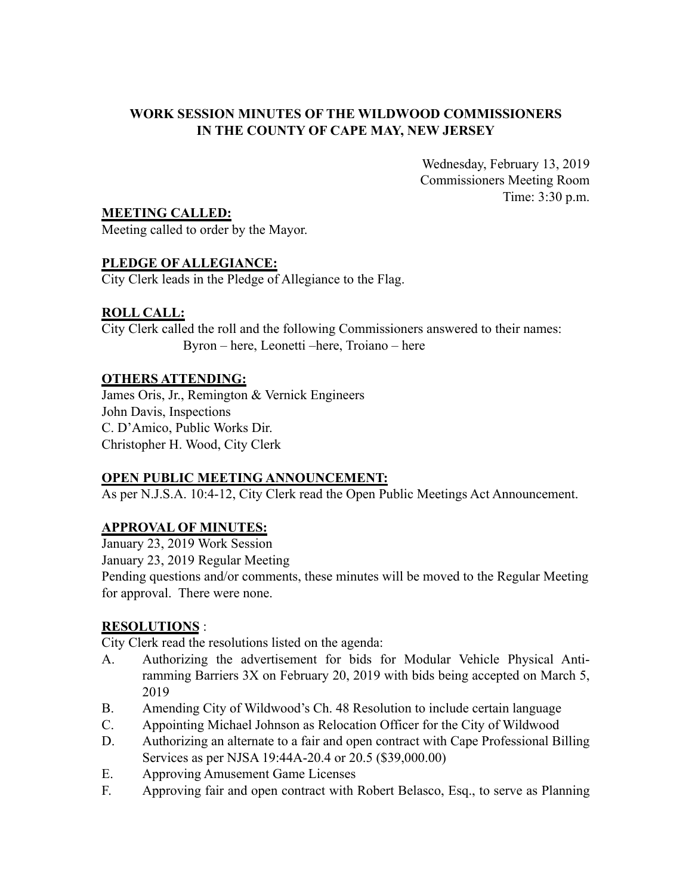**WORK SESSION MINUTES OF THE WILDWOOD COMMISSIONERS IN THE COUNTY OF CAPE MAY, NEW JERSEY**

Wednesday, February 13, 2019
Commissioners Meeting Room
Time: 3:30 p.m.

**MEETING CALLED:**

Meeting called to order by the Mayor.

**PLEDGE OF ALLEGIANCE:**

City Clerk leads in the Pledge of Allegiance to the Flag.

**ROLL CALL:**

City Clerk called the roll and the following Commissioners answered to their names:
Byron – here, Leonetti –here, Troiano – here

**OTHERS ATTENDING:**

James Oris, Jr., Remington & Vernick Engineers
John Davis, Inspections
C. D'Amico, Public Works Dir.
Christopher H. Wood, City Clerk

**OPEN PUBLIC MEETING ANNOUNCEMENT:**

As per N.J.S.A. 10:4-12, City Clerk read the Open Public Meetings Act Announcement.

**APPROVAL OF MINUTES:**

January 23, 2019 Work Session
January 23, 2019 Regular Meeting
Pending questions and/or comments, these minutes will be moved to the Regular Meeting for approval. There were none.

**RESOLUTIONS** :

City Clerk read the resolutions listed on the agenda:

A. Authorizing the advertisement for bids for Modular Vehicle Physical Anti-ramming Barriers 3X on February 20, 2019 with bids being accepted on March 5, 2019
B. Amending City of Wildwood's Ch. 48 Resolution to include certain language
C. Appointing Michael Johnson as Relocation Officer for the City of Wildwood
D. Authorizing an alternate to a fair and open contract with Cape Professional Billing Services as per NJSA 19:44A-20.4 or 20.5 ($39,000.00)
E. Approving Amusement Game Licenses
F. Approving fair and open contract with Robert Belasco, Esq., to serve as Planning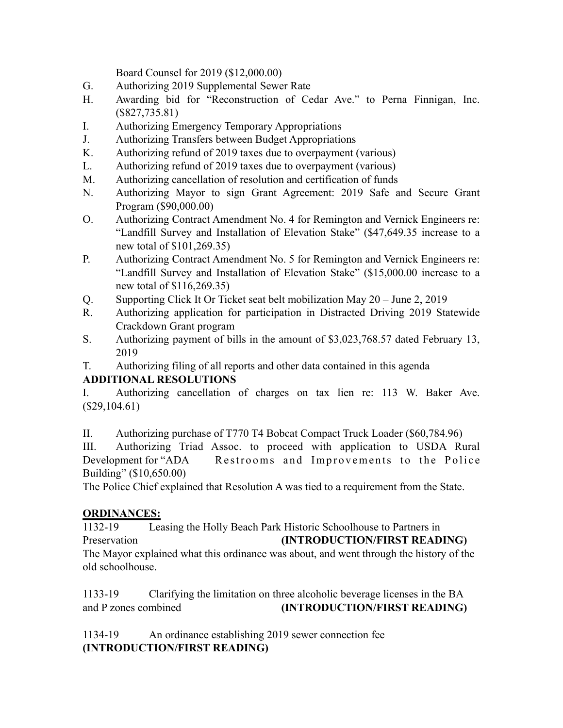Board Counsel for 2019 ($12,000.00)

G. Authorizing 2019 Supplemental Sewer Rate

H. Awarding bid for "Reconstruction of Cedar Ave." to Perna Finnigan, Inc. ($827,735.81)

I. Authorizing Emergency Temporary Appropriations

J. Authorizing Transfers between Budget Appropriations

K. Authorizing refund of 2019 taxes due to overpayment (various)

L. Authorizing refund of 2019 taxes due to overpayment (various)

M. Authorizing cancellation of resolution and certification of funds

N. Authorizing Mayor to sign Grant Agreement: 2019 Safe and Secure Grant Program ($90,000.00)

O. Authorizing Contract Amendment No. 4 for Remington and Vernick Engineers re: "Landfill Survey and Installation of Elevation Stake" ($47,649.35 increase to a new total of $101,269.35)

P. Authorizing Contract Amendment No. 5 for Remington and Vernick Engineers re: "Landfill Survey and Installation of Elevation Stake" ($15,000.00 increase to a new total of $116,269.35)

Q. Supporting Click It Or Ticket seat belt mobilization May 20 – June 2, 2019

R. Authorizing application for participation in Distracted Driving 2019 Statewide Crackdown Grant program

S. Authorizing payment of bills in the amount of $3,023,768.57 dated February 13, 2019

T. Authorizing filing of all reports and other data contained in this agenda

**ADDITIONAL RESOLUTIONS**

I. Authorizing cancellation of charges on tax lien re: 113 W. Baker Ave. ($29,104.61)

II. Authorizing purchase of T770 T4 Bobcat Compact Truck Loader ($60,784.96)

III. Authorizing Triad Assoc. to proceed with application to USDA Rural Development for "ADA Restrooms and Improvements to the Police Building" ($10,650.00)

The Police Chief explained that Resolution A was tied to a requirement from the State.

## ORDINANCES:

1132-19 Leasing the Holly Beach Park Historic Schoolhouse to Partners in Preservation **(INTRODUCTION/FIRST READING)**

The Mayor explained what this ordinance was about, and went through the history of the old schoolhouse.

1133-19 Clarifying the limitation on three alcoholic beverage licenses in the BA and P zones combined **(INTRODUCTION/FIRST READING)**

1134-19 An ordinance establishing 2019 sewer connection fee **(INTRODUCTION/FIRST READING)**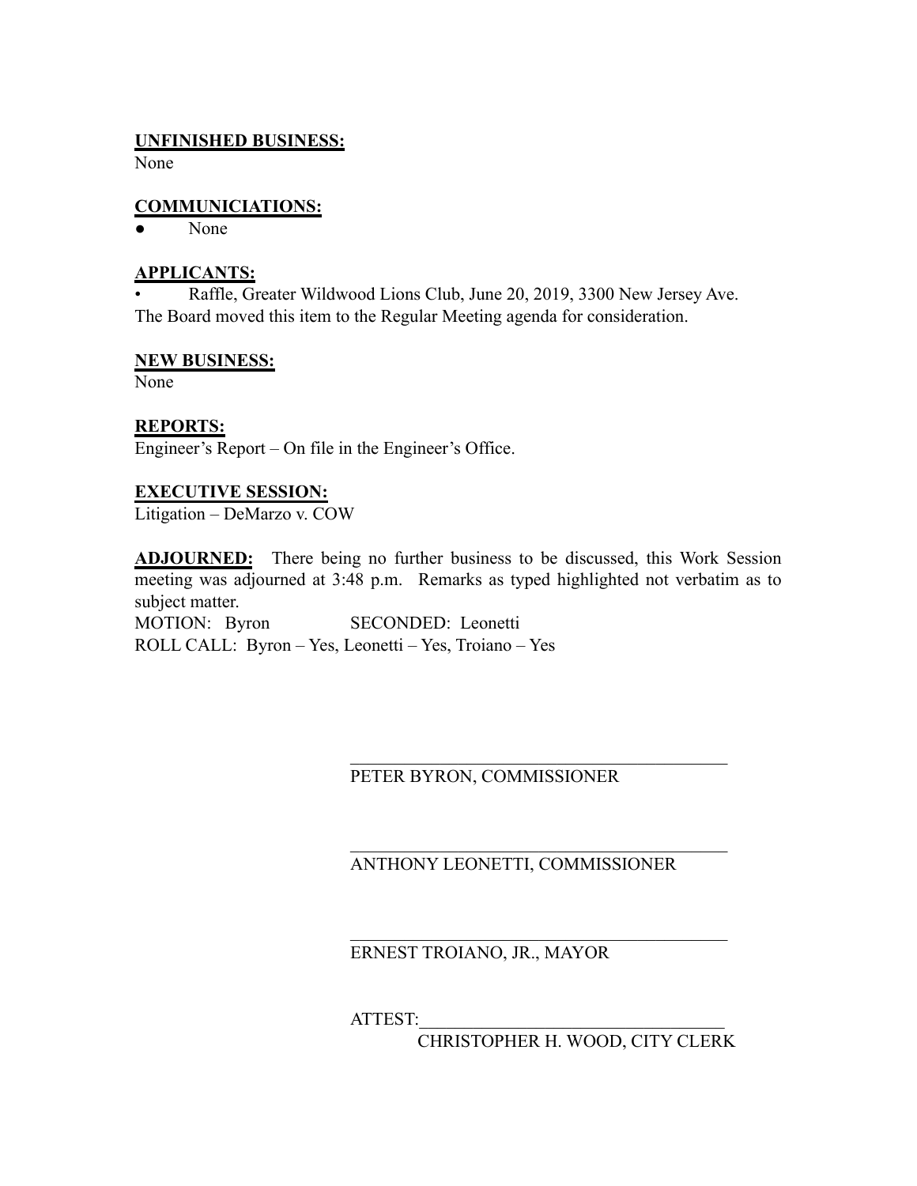**UNFINISHED BUSINESS:**
None

**COMMUNICIATIONS:**
- None

**APPLICANTS:**
- Raffle, Greater Wildwood Lions Club, June 20, 2019, 3300 New Jersey Ave.

The Board moved this item to the Regular Meeting agenda for consideration.

**NEW BUSINESS:**
None

**REPORTS:**
Engineer's Report – On file in the Engineer's Office.

**EXECUTIVE SESSION:**
Litigation – DeMarzo v. COW

**ADJOURNED:** There being no further business to be discussed, this Work Session meeting was adjourned at 3:48 p.m. Remarks as typed highlighted not verbatim as to subject matter.
MOTION: Byron SECONDED: Leonetti
ROLL CALL: Byron – Yes, Leonetti – Yes, Troiano – Yes

\_\_\_\_\_\_\_\_\_\_\_\_\_\_\_\_\_\_\_\_\_\_\_\_\_\_\_\_\_\_\_\_\_\_\_\_\_\_\_\_
PETER BYRON, COMMISSIONER

\_\_\_\_\_\_\_\_\_\_\_\_\_\_\_\_\_\_\_\_\_\_\_\_\_\_\_\_\_\_\_\_\_\_\_\_\_\_\_\_
ANTHONY LEONETTI, COMMISSIONER

\_\_\_\_\_\_\_\_\_\_\_\_\_\_\_\_\_\_\_\_\_\_\_\_\_\_\_\_\_\_\_\_\_\_\_\_\_\_\_\_
ERNEST TROIANO, JR., MAYOR

ATTEST:\_\_\_\_\_\_\_\_\_\_\_\_\_\_\_\_\_\_\_\_\_\_\_\_\_\_\_\_\_\_\_\_\_\_
CHRISTOPHER H. WOOD, CITY CLERK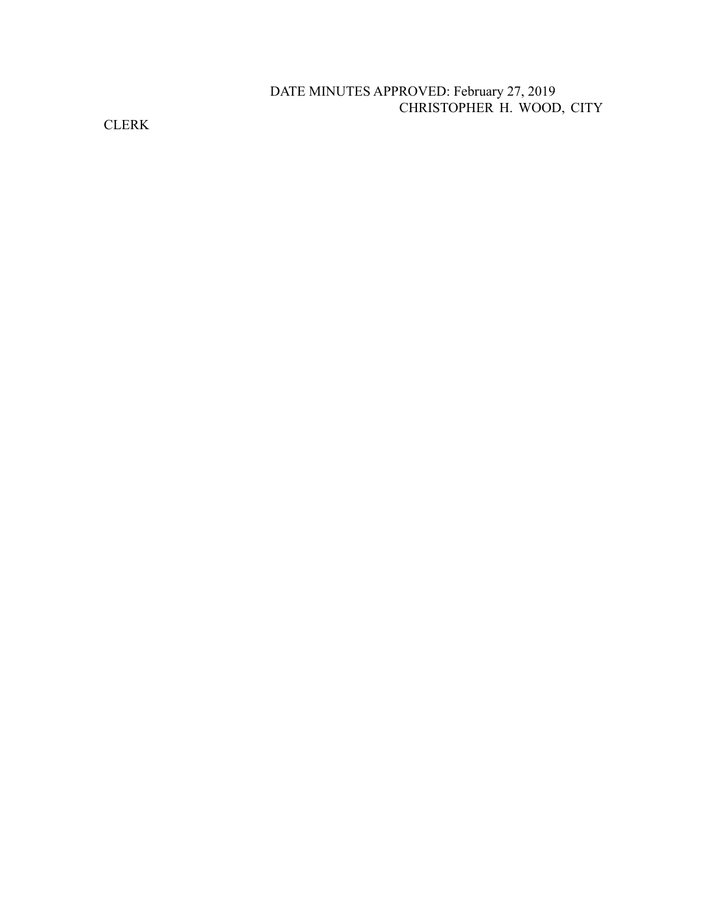DATE MINUTES APPROVED: February 27, 2019

CHRISTOPHER H. WOOD, CITY CLERK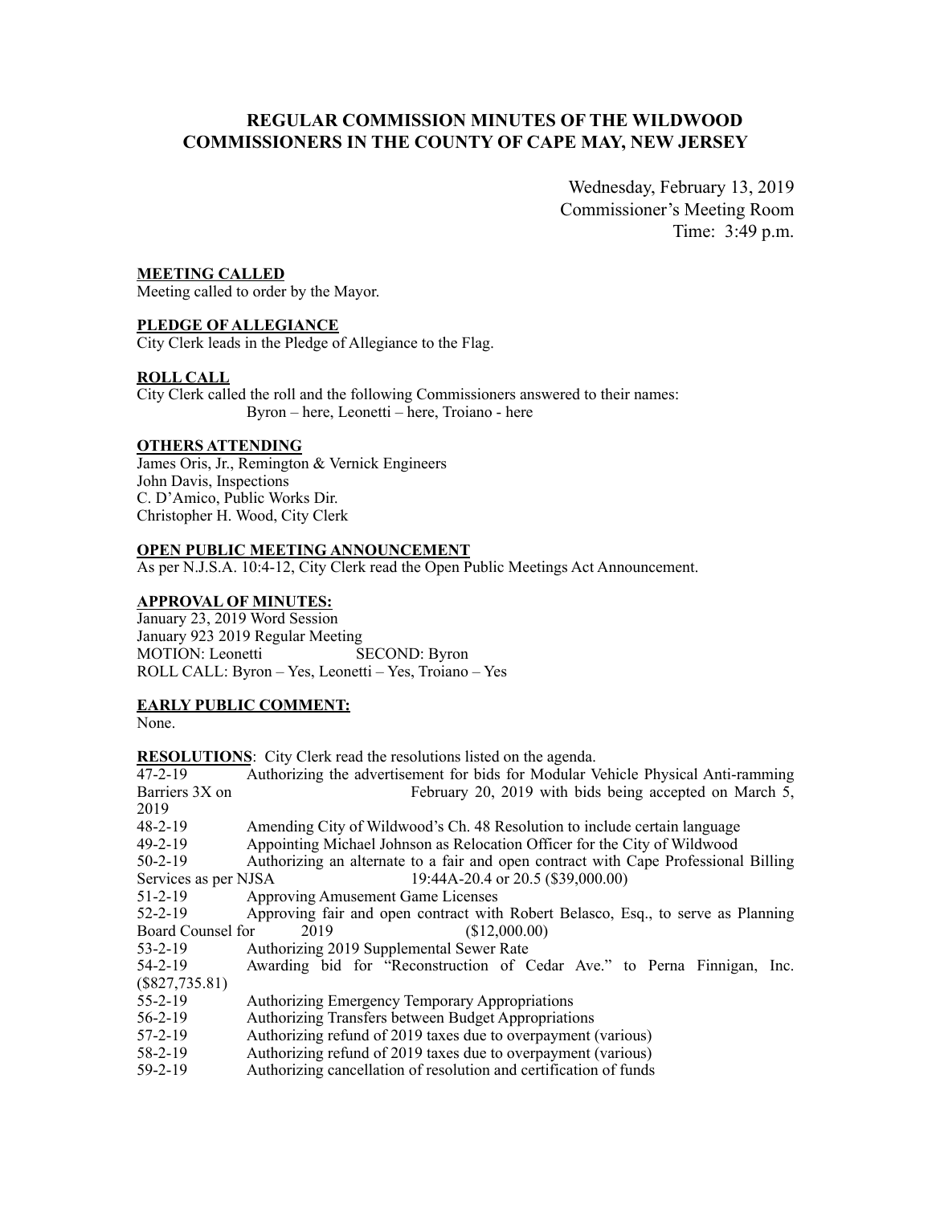# REGULAR COMMISSION MINUTES OF THE WILDWOOD COMMISSIONERS IN THE COUNTY OF CAPE MAY, NEW JERSEY

Wednesday, February 13, 2019
Commissioner's Meeting Room
Time: 3:49 p.m.

**MEETING CALLED**
Meeting called to order by the Mayor.

**PLEDGE OF ALLEGIANCE**
City Clerk leads in the Pledge of Allegiance to the Flag.

**ROLL CALL**
City Clerk called the roll and the following Commissioners answered to their names:
Byron – here, Leonetti – here, Troiano - here

**OTHERS ATTENDING**
James Oris, Jr., Remington & Vernick Engineers
John Davis, Inspections
C. D'Amico, Public Works Dir.
Christopher H. Wood, City Clerk

**OPEN PUBLIC MEETING ANNOUNCEMENT**
As per N.J.S.A. 10:4-12, City Clerk read the Open Public Meetings Act Announcement.

**APPROVAL OF MINUTES:**
January 23, 2019 Word Session
January 923 2019 Regular Meeting
MOTION: Leonetti SECOND: Byron
ROLL CALL: Byron – Yes, Leonetti – Yes, Troiano – Yes

**EARLY PUBLIC COMMENT:**
None.

**RESOLUTIONS**: City Clerk read the resolutions listed on the agenda.

47-2-19 Authorizing the advertisement for bids for Modular Vehicle Physical Anti-ramming Barriers 3X on February 20, 2019 with bids being accepted on March 5, 2019
48-2-19 Amending City of Wildwood's Ch. 48 Resolution to include certain language
49-2-19 Appointing Michael Johnson as Relocation Officer for the City of Wildwood
50-2-19 Authorizing an alternate to a fair and open contract with Cape Professional Billing Services as per NJSA 19:44A-20.4 or 20.5 ($39,000.00)
51-2-19 Approving Amusement Game Licenses
52-2-19 Approving fair and open contract with Robert Belasco, Esq., to serve as Planning Board Counsel for 2019 ($12,000.00)
53-2-19 Authorizing 2019 Supplemental Sewer Rate
54-2-19 Awarding bid for "Reconstruction of Cedar Ave." to Perna Finnigan, Inc. ($827,735.81)
55-2-19 Authorizing Emergency Temporary Appropriations
56-2-19 Authorizing Transfers between Budget Appropriations
57-2-19 Authorizing refund of 2019 taxes due to overpayment (various)
58-2-19 Authorizing refund of 2019 taxes due to overpayment (various)
59-2-19 Authorizing cancellation of resolution and certification of funds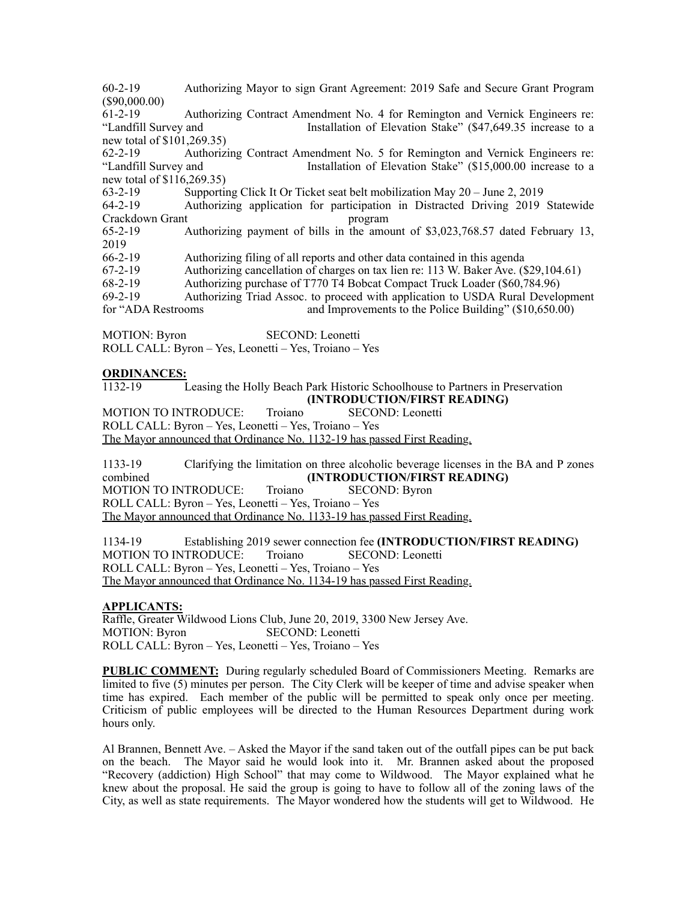60-2-19 Authorizing Mayor to sign Grant Agreement: 2019 Safe and Secure Grant Program ($90,000.00)

61-2-19 Authorizing Contract Amendment No. 4 for Remington and Vernick Engineers re: "Landfill Survey and Installation of Elevation Stake" ($47,649.35 increase to a new total of $101,269.35)

62-2-19 Authorizing Contract Amendment No. 5 for Remington and Vernick Engineers re: "Landfill Survey and Installation of Elevation Stake" ($15,000.00 increase to a new total of $116,269.35)

63-2-19 Supporting Click It Or Ticket seat belt mobilization May 20 – June 2, 2019

64-2-19 Authorizing application for participation in Distracted Driving 2019 Statewide Crackdown Grant program

65-2-19 Authorizing payment of bills in the amount of $3,023,768.57 dated February 13, 2019

66-2-19 Authorizing filing of all reports and other data contained in this agenda

67-2-19 Authorizing cancellation of charges on tax lien re: 113 W. Baker Ave. ($29,104.61)

68-2-19 Authorizing purchase of T770 T4 Bobcat Compact Truck Loader ($60,784.96)

69-2-19 Authorizing Triad Assoc. to proceed with application to USDA Rural Development for "ADA Restrooms and Improvements to the Police Building" ($10,650.00)

MOTION: Byron SECOND: Leonetti
ROLL CALL: Byron – Yes, Leonetti – Yes, Troiano – Yes

**ORDINANCES:**

1132-19 Leasing the Holly Beach Park Historic Schoolhouse to Partners in Preservation **(INTRODUCTION/FIRST READING)**
MOTION TO INTRODUCE: Troiano SECOND: Leonetti
ROLL CALL: Byron – Yes, Leonetti – Yes, Troiano – Yes
The Mayor announced that Ordinance No. 1132-19 has passed First Reading.

1133-19 Clarifying the limitation on three alcoholic beverage licenses in the BA and P zones combined **(INTRODUCTION/FIRST READING)**
MOTION TO INTRODUCE: Troiano SECOND: Byron
ROLL CALL: Byron – Yes, Leonetti – Yes, Troiano – Yes
The Mayor announced that Ordinance No. 1133-19 has passed First Reading.

1134-19 Establishing 2019 sewer connection fee **(INTRODUCTION/FIRST READING)**
MOTION TO INTRODUCE: Troiano SECOND: Leonetti
ROLL CALL: Byron – Yes, Leonetti – Yes, Troiano – Yes
The Mayor announced that Ordinance No. 1134-19 has passed First Reading.

**APPLICANTS:**

Raffle, Greater Wildwood Lions Club, June 20, 2019, 3300 New Jersey Ave.
MOTION: Byron SECOND: Leonetti
ROLL CALL: Byron – Yes, Leonetti – Yes, Troiano – Yes

**PUBLIC COMMENT:** During regularly scheduled Board of Commissioners Meeting. Remarks are limited to five (5) minutes per person. The City Clerk will be keeper of time and advise speaker when time has expired. Each member of the public will be permitted to speak only once per meeting. Criticism of public employees will be directed to the Human Resources Department during work hours only.

Al Brannen, Bennett Ave. – Asked the Mayor if the sand taken out of the outfall pipes can be put back on the beach. The Mayor said he would look into it. Mr. Brannen asked about the proposed "Recovery (addiction) High School" that may come to Wildwood. The Mayor explained what he knew about the proposal. He said the group is going to have to follow all of the zoning laws of the City, as well as state requirements. The Mayor wondered how the students will get to Wildwood. He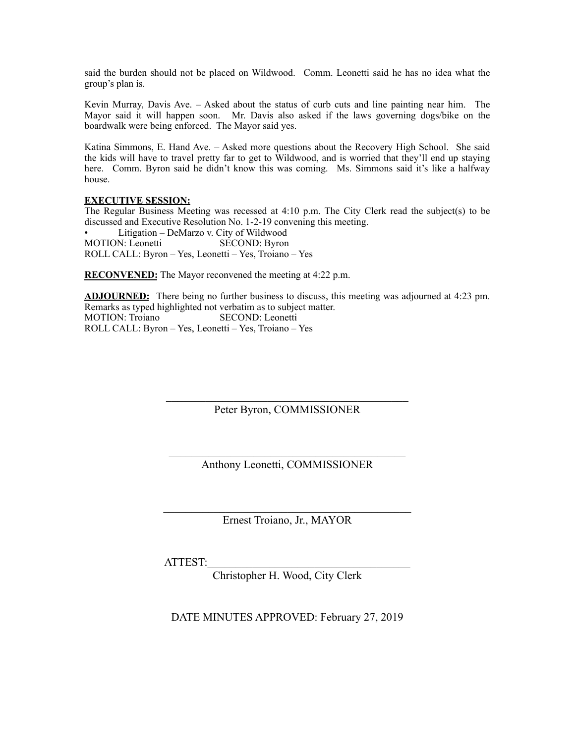said the burden should not be placed on Wildwood. Comm. Leonetti said he has no idea what the group's plan is.

Kevin Murray, Davis Ave. – Asked about the status of curb cuts and line painting near him. The Mayor said it will happen soon. Mr. Davis also asked if the laws governing dogs/bike on the boardwalk were being enforced. The Mayor said yes.

Katina Simmons, E. Hand Ave. – Asked more questions about the Recovery High School. She said the kids will have to travel pretty far to get to Wildwood, and is worried that they'll end up staying here. Comm. Byron said he didn't know this was coming. Ms. Simmons said it's like a halfway house.

**EXECUTIVE SESSION:**

The Regular Business Meeting was recessed at 4:10 p.m. The City Clerk read the subject(s) to be discussed and Executive Resolution No. 1-2-19 convening this meeting.

- Litigation – DeMarzo v. City of Wildwood

MOTION: Leonetti SECOND: Byron

ROLL CALL: Byron – Yes, Leonetti – Yes, Troiano – Yes

**RECONVENED:** The Mayor reconvened the meeting at 4:22 p.m.

**ADJOURNED:** There being no further business to discuss, this meeting was adjourned at 4:23 pm. Remarks as typed highlighted not verbatim as to subject matter.

MOTION: Troiano SECOND: Leonetti

ROLL CALL: Byron – Yes, Leonetti – Yes, Troiano – Yes

\_\_\_\_\_\_\_\_\_\_\_\_\_\_\_\_\_\_\_\_\_\_\_\_\_\_\_\_\_\_\_\_\_\_\_\_\_\_\_\_

Peter Byron, COMMISSIONER

\_\_\_\_\_\_\_\_\_\_\_\_\_\_\_\_\_\_\_\_\_\_\_\_\_\_\_\_\_\_\_\_\_\_\_\_\_\_\_\_

Anthony Leonetti, COMMISSIONER

\_\_\_\_\_\_\_\_\_\_\_\_\_\_\_\_\_\_\_\_\_\_\_\_\_\_\_\_\_\_\_\_\_\_\_\_\_\_\_\_

Ernest Troiano, Jr., MAYOR

ATTEST:\_\_\_\_\_\_\_\_\_\_\_\_\_\_\_\_\_\_\_\_\_\_\_\_\_\_\_\_\_\_\_\_\_\_

Christopher H. Wood, City Clerk

DATE MINUTES APPROVED: February 27, 2019